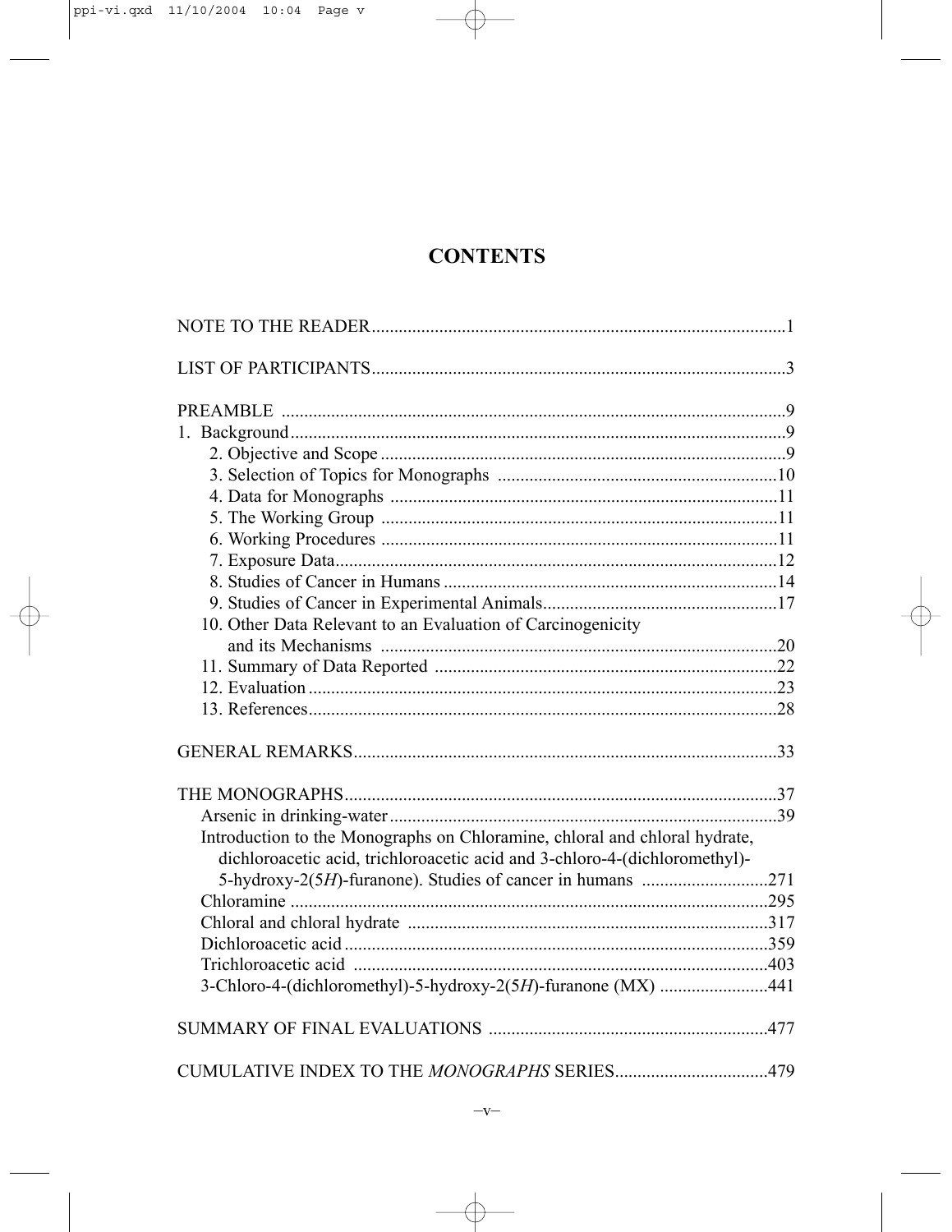# CONTENTS

NOTE TO THE READER ....................................................................................1

LIST OF PARTICIPANTS ................................................................................3

PREAMBLE ....................................................................................................9
1. Background ..................................................................................................9
   2. Objective and Scope ..................................................................................9
   3. Selection of Topics for Monographs .......................................................10
   4. Data for Monographs ...............................................................................11
   5. The Working Group .................................................................................11
   6. Working Procedures .................................................................................11
   7. Exposure Data ..........................................................................................12
   8. Studies of Cancer in Humans ...................................................................14
   9. Studies of Cancer in Experimental Animals .............................................17
   10. Other Data Relevant to an Evaluation of Carcinogenicity
       and its Mechanisms ................................................................................20
   11. Summary of Data Reported ....................................................................22
   12. Evaluation ...............................................................................................23
   13. References ...............................................................................................28

GENERAL REMARKS ....................................................................................33

THE MONOGRAPHS ......................................................................................37
   Arsenic in drinking-water ............................................................................39
   Introduction to the Monographs on Chloramine, chloral and chloral hydrate,
   dichloroacetic acid, trichloroacetic acid and 3-chloro-4-(dichloromethyl)-
   5-hydroxy-2(5*H*)-furanone). Studies of cancer in humans ..........................271
   Chloramine ..................................................................................................295
   Chloral and chloral hydrate .........................................................................317
   Dichloroacetic acid ......................................................................................359
   Trichloroacetic acid .....................................................................................403
   3-Chloro-4-(dichloromethyl)-5-hydroxy-2(5*H*)-furanone (MX) ....................441

SUMMARY OF FINAL EVALUATIONS ........................................................477

CUMULATIVE INDEX TO THE *MONOGRAPHS* SERIES ..............................479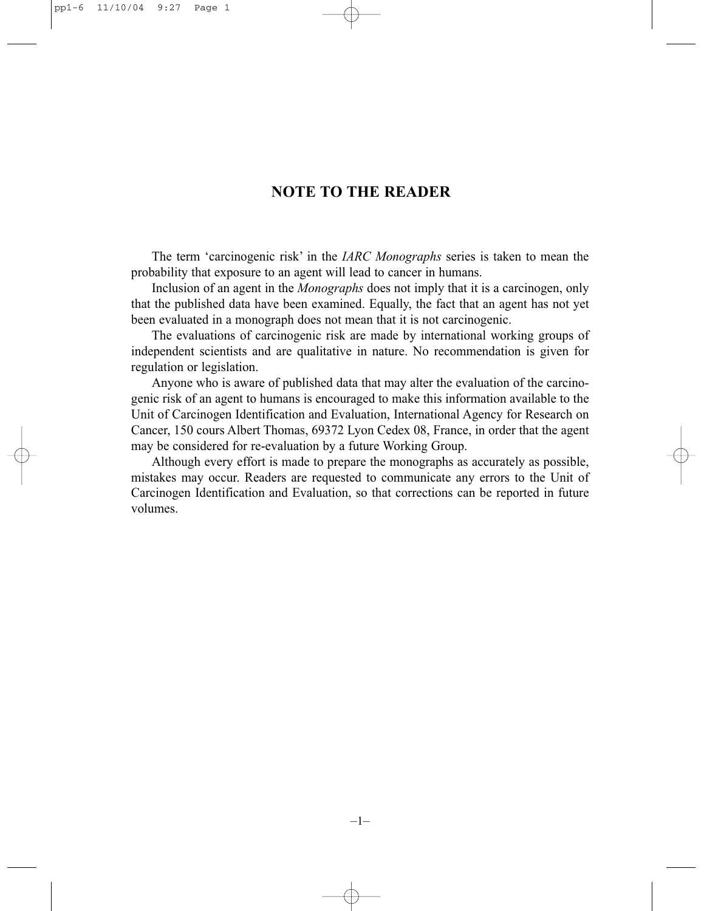# NOTE TO THE READER

The term 'carcinogenic risk' in the *IARC Monographs* series is taken to mean the probability that exposure to an agent will lead to cancer in humans.

Inclusion of an agent in the *Monographs* does not imply that it is a carcinogen, only that the published data have been examined. Equally, the fact that an agent has not yet been evaluated in a monograph does not mean that it is not carcinogenic.

The evaluations of carcinogenic risk are made by international working groups of independent scientists and are qualitative in nature. No recommendation is given for regulation or legislation.

Anyone who is aware of published data that may alter the evaluation of the carcinogenic risk of an agent to humans is encouraged to make this information available to the Unit of Carcinogen Identification and Evaluation, International Agency for Research on Cancer, 150 cours Albert Thomas, 69372 Lyon Cedex 08, France, in order that the agent may be considered for re-evaluation by a future Working Group.

Although every effort is made to prepare the monographs as accurately as possible, mistakes may occur. Readers are requested to communicate any errors to the Unit of Carcinogen Identification and Evaluation, so that corrections can be reported in future volumes.